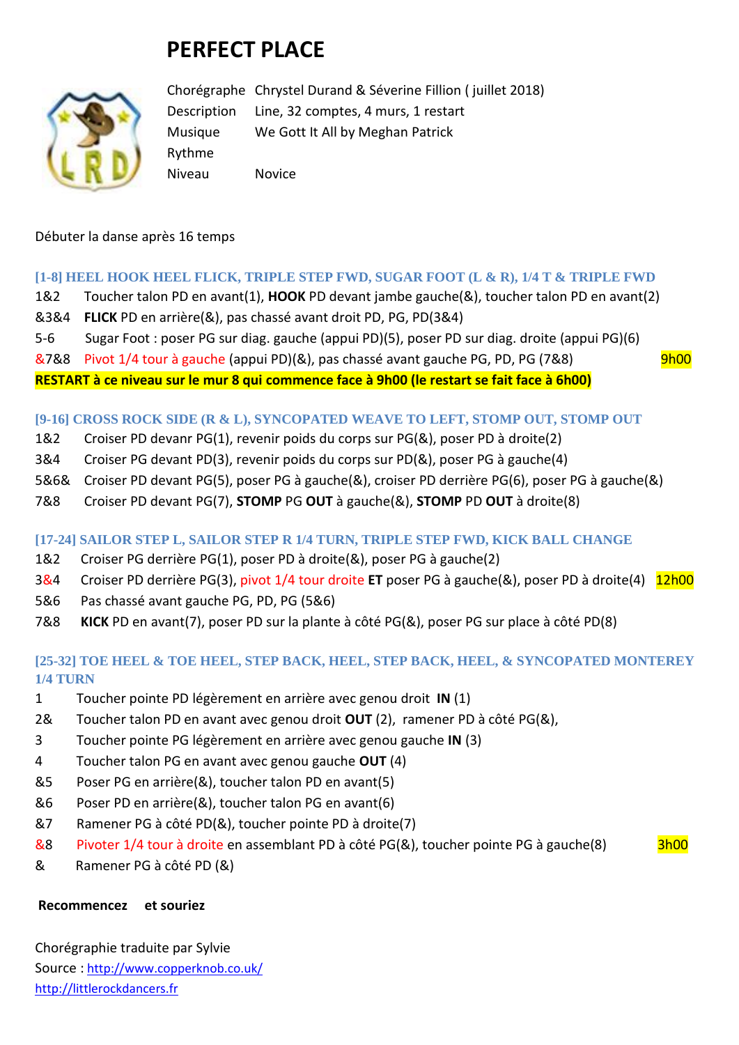# PERFECT PLACE

| | |
|---|---|
| Chorégraphe | Chrystel Durand & Séverine Fillion ( juillet 2018) |
| Description | Line, 32 comptes, 4 murs, 1 restart |
| Musique | We Gott It All by Meghan Patrick |
| Rythme | |
| Niveau | Novice |

Débuter la danse après 16 temps

### [1-8] HEEL HOOK HEEL FLICK, TRIPLE STEP FWD, SUGAR FOOT (L & R), 1/4 T & TRIPLE FWD

1&2 Toucher talon PD en avant(1), **HOOK** PD devant jambe gauche(&), toucher talon PD en avant(2)

&3&4 **FLICK** PD en arrière(&), pas chassé avant droit PD, PG, PD(3&4)

5-6 Sugar Foot : poser PG sur diag. gauche (appui PD)(5), poser PD sur diag. droite (appui PG)(6)

&7&8 Pivot 1/4 tour à gauche (appui PD)(&), pas chassé avant gauche PG, PD, PG (7&8) 9h00

**RESTART à ce niveau sur le mur 8 qui commence face à 9h00 (le restart se fait face à 6h00)**

### [9-16] CROSS ROCK SIDE (R & L), SYNCOPATED WEAVE TO LEFT, STOMP OUT, STOMP OUT

1&2 Croiser PD devanr PG(1), revenir poids du corps sur PG(&), poser PD à droite(2)

3&4 Croiser PG devant PD(3), revenir poids du corps sur PD(&), poser PG à gauche(4)

5&6& Croiser PD devant PG(5), poser PG à gauche(&), croiser PD derrière PG(6), poser PG à gauche(&)

7&8 Croiser PD devant PG(7), **STOMP** PG **OUT** à gauche(&), **STOMP** PD **OUT** à droite(8)

### [17-24] SAILOR STEP L, SAILOR STEP R 1/4 TURN, TRIPLE STEP FWD, KICK BALL CHANGE

1&2 Croiser PG derrière PG(1), poser PD à droite(&), poser PG à gauche(2)

3&4 Croiser PD derrière PG(3), pivot 1/4 tour droite **ET** poser PG à gauche(&), poser PD à droite(4) 12h00

5&6 Pas chassé avant gauche PG, PD, PG (5&6)

7&8 **KICK** PD en avant(7), poser PD sur la plante à côté PG(&), poser PG sur place à côté PD(8)

### [25-32] TOE HEEL & TOE HEEL, STEP BACK, HEEL, STEP BACK, HEEL, & SYNCOPATED MONTEREY 1/4 TURN

1 Toucher pointe PD légèrement en arrière avec genou droit **IN** (1)

2& Toucher talon PD en avant avec genou droit **OUT** (2), ramener PD à côté PG(&),

3 Toucher pointe PG légèrement en arrière avec genou gauche **IN** (3)

4 Toucher talon PG en avant avec genou gauche **OUT** (4)

&5 Poser PG en arrière(&), toucher talon PD en avant(5)

&6 Poser PD en arrière(&), toucher talon PG en avant(6)

&7 Ramener PG à côté PD(&), toucher pointe PD à droite(7)

&8 Pivoter 1/4 tour à droite en assemblant PD à côté PG(&), toucher pointe PG à gauche(8) 3h00

& Ramener PG à côté PD (&)

**Recommencez et souriez**

Chorégraphie traduite par Sylvie

Source : http://www.copperknob.co.uk/

http://littlerockdancers.fr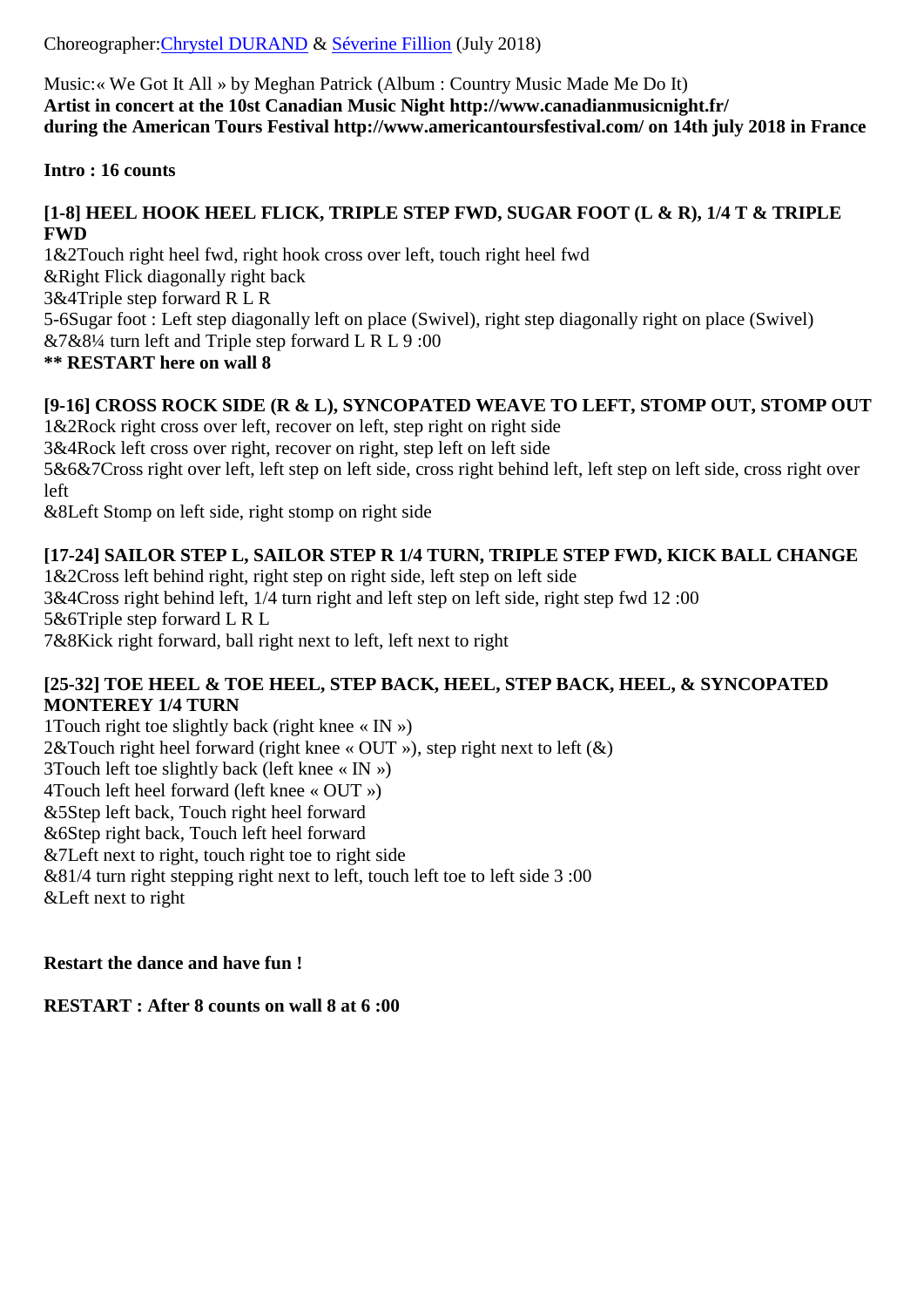Choreographer:Chrystel DURAND & Séverine Fillion (July 2018)

Music:« We Got It All » by Meghan Patrick (Album : Country Music Made Me Do It)
**Artist in concert at the 10st Canadian Music Night http://www.canadianmusicnight.fr/**
**during the American Tours Festival http://www.americantoursfestival.com/ on 14th july 2018 in France**

**Intro : 16 counts**

**[1-8] HEEL HOOK HEEL FLICK, TRIPLE STEP FWD, SUGAR FOOT (L & R), 1/4 T & TRIPLE FWD**
1&2Touch right heel fwd, right hook cross over left, touch right heel fwd
&Right Flick diagonally right back
3&4Triple step forward R L R
5-6Sugar foot : Left step diagonally left on place (Swivel), right step diagonally right on place (Swivel)
&7&8¼ turn left and Triple step forward L R L 9 :00
**** RESTART here on wall 8**

**[9-16] CROSS ROCK SIDE (R & L), SYNCOPATED WEAVE TO LEFT, STOMP OUT, STOMP OUT**
1&2Rock right cross over left, recover on left, step right on right side
3&4Rock left cross over right, recover on right, step left on left side
5&6&7Cross right over left, left step on left side, cross right behind left, left step on left side, cross right over left
&8Left Stomp on left side, right stomp on right side

**[17-24] SAILOR STEP L, SAILOR STEP R 1/4 TURN, TRIPLE STEP FWD, KICK BALL CHANGE**
1&2Cross left behind right, right step on right side, left step on left side
3&4Cross right behind left, 1/4 turn right and left step on left side, right step fwd 12 :00
5&6Triple step forward L R L
7&8Kick right forward, ball right next to left, left next to right

**[25-32] TOE HEEL & TOE HEEL, STEP BACK, HEEL, STEP BACK, HEEL, & SYNCOPATED MONTEREY 1/4 TURN**
1Touch right toe slightly back (right knee « IN »)
2&Touch right heel forward (right knee « OUT »), step right next to left (&)
3Touch left toe slightly back (left knee « IN »)
4Touch left heel forward (left knee « OUT »)
&5Step left back, Touch right heel forward
&6Step right back, Touch left heel forward
&7Left next to right, touch right toe to right side
&81/4 turn right stepping right next to left, touch left toe to left side 3 :00
&Left next to right

**Restart the dance and have fun !**

**RESTART : After 8 counts on wall 8 at 6 :00**